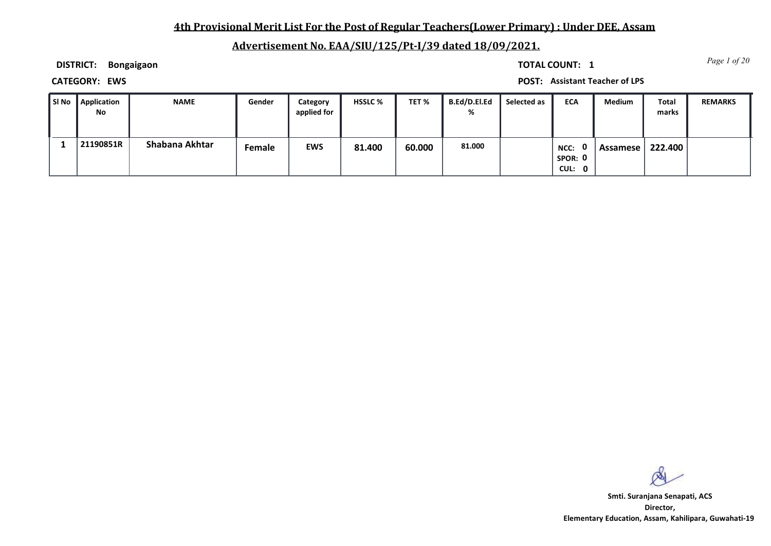## 4th Provisional Merit List For the Post of Regular Teachers(Lower Primary) : Under DEE, Assam

## Advertisement No. EAA/SIU/125/Pt-I/39 dated 18/09/2021.

**DISTRICT:** Bongaigaon **TOTAL COUNT:** 1

**CATEGORY:** EWS **POST:** Assistant Teacher of LPS

| Sl No | Application No | NAME | Gender | Category applied for | HSSLC % | TET % | B.Ed/D.El.Ed % | Selected as | ECA | Medium | Total marks | REMARKS |
|---|---|---|---|---|---|---|---|---|---|---|---|---|
| 1 | 21190851R | Shabana Akhtar | Female | EWS | 81.400 | 60.000 | 81.000 | | NCC: 0 SPOR: 0 CUL: 0 | Assamese | 222.400 | |

**Smti. Suranjana Senapati, ACS**
**Director,**
**Elementary Education, Assam, Kahilipara, Guwahati-19**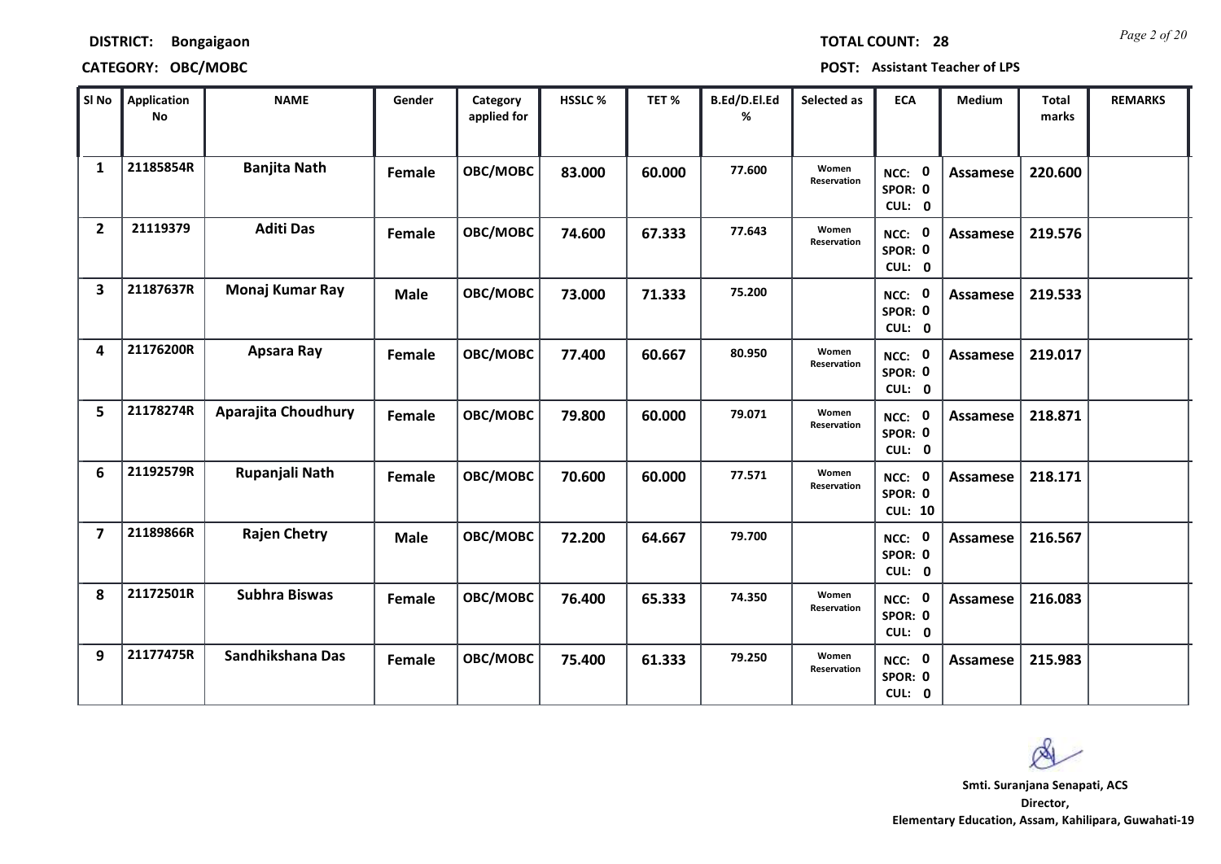**DISTRICT:** Bongaigaon **TOTAL COUNT:** 28

**CATEGORY:** OBC/MOBC **POST:** Assistant Teacher of LPS

| Sl No | Application No | NAME | Gender | Category applied for | HSSLC % | TET % | B.Ed/D.El.Ed % | Selected as | ECA | Medium | Total marks | REMARKS |
|---|---|---|---|---|---|---|---|---|---|---|---|---|
| 1 | 21185854R | Banjita Nath | Female | OBC/MOBC | 83.000 | 60.000 | 77.600 | Women Reservation | NCC: 0 SPOR: 0 CUL: 0 | Assamese | 220.600 | |
| 2 | 21119379 | Aditi Das | Female | OBC/MOBC | 74.600 | 67.333 | 77.643 | Women Reservation | NCC: 0 SPOR: 0 CUL: 0 | Assamese | 219.576 | |
| 3 | 21187637R | Monaj Kumar Ray | Male | OBC/MOBC | 73.000 | 71.333 | 75.200 | | NCC: 0 SPOR: 0 CUL: 0 | Assamese | 219.533 | |
| 4 | 21176200R | Apsara Ray | Female | OBC/MOBC | 77.400 | 60.667 | 80.950 | Women Reservation | NCC: 0 SPOR: 0 CUL: 0 | Assamese | 219.017 | |
| 5 | 21178274R | Aparajita Choudhury | Female | OBC/MOBC | 79.800 | 60.000 | 79.071 | Women Reservation | NCC: 0 SPOR: 0 CUL: 0 | Assamese | 218.871 | |
| 6 | 21192579R | Rupanjali Nath | Female | OBC/MOBC | 70.600 | 60.000 | 77.571 | Women Reservation | NCC: 0 SPOR: 0 CUL: 10 | Assamese | 218.171 | |
| 7 | 21189866R | Rajen Chetry | Male | OBC/MOBC | 72.200 | 64.667 | 79.700 | | NCC: 0 SPOR: 0 CUL: 0 | Assamese | 216.567 | |
| 8 | 21172501R | Subhra Biswas | Female | OBC/MOBC | 76.400 | 65.333 | 74.350 | Women Reservation | NCC: 0 SPOR: 0 CUL: 0 | Assamese | 216.083 | |
| 9 | 21177475R | Sandhikshana Das | Female | OBC/MOBC | 75.400 | 61.333 | 79.250 | Women Reservation | NCC: 0 SPOR: 0 CUL: 0 | Assamese | 215.983 | |

**Smti. Suranjana Senapati, ACS**
**Director,**
**Elementary Education, Assam, Kahilipara, Guwahati-19**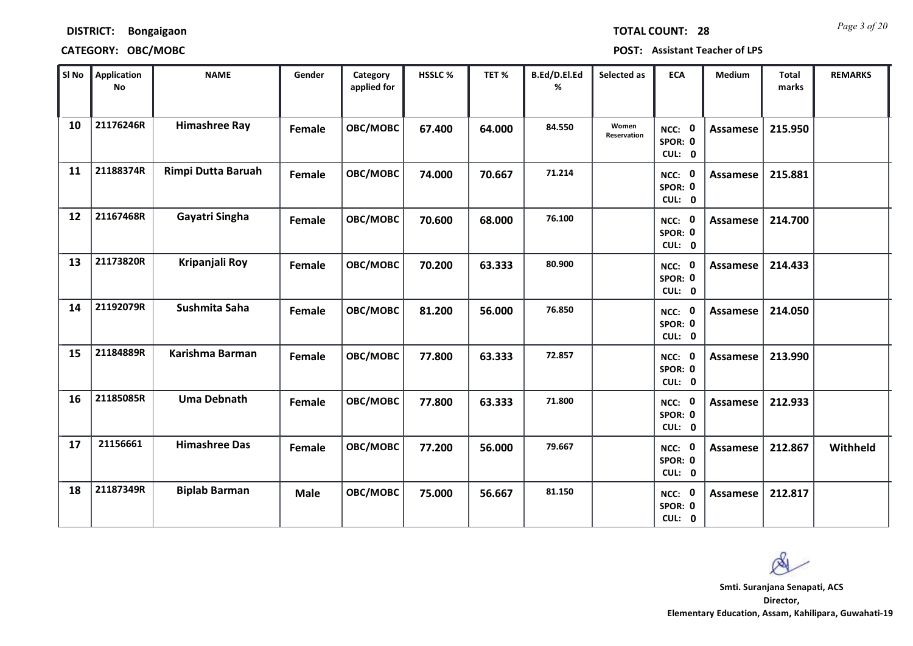**DISTRICT:** Bongaigaon

**TOTAL COUNT:** 28

**CATEGORY:** OBC/MOBC

**POST:** Assistant Teacher of LPS

| Sl No | Application No | NAME | Gender | Category applied for | HSSLC % | TET % | B.Ed/D.El.Ed % | Selected as | ECA | Medium | Total marks | REMARKS |
|---|---|---|---|---|---|---|---|---|---|---|---|---|
| 10 | 21176246R | Himashree Ray | Female | OBC/MOBC | 67.400 | 64.000 | 84.550 | Women Reservation | NCC: 0 SPOR: 0 CUL: 0 | Assamese | 215.950 | |
| 11 | 21188374R | Rimpi Dutta Baruah | Female | OBC/MOBC | 74.000 | 70.667 | 71.214 | | NCC: 0 SPOR: 0 CUL: 0 | Assamese | 215.881 | |
| 12 | 21167468R | Gayatri Singha | Female | OBC/MOBC | 70.600 | 68.000 | 76.100 | | NCC: 0 SPOR: 0 CUL: 0 | Assamese | 214.700 | |
| 13 | 21173820R | Kripanjali Roy | Female | OBC/MOBC | 70.200 | 63.333 | 80.900 | | NCC: 0 SPOR: 0 CUL: 0 | Assamese | 214.433 | |
| 14 | 21192079R | Sushmita Saha | Female | OBC/MOBC | 81.200 | 56.000 | 76.850 | | NCC: 0 SPOR: 0 CUL: 0 | Assamese | 214.050 | |
| 15 | 21184889R | Karishma Barman | Female | OBC/MOBC | 77.800 | 63.333 | 72.857 | | NCC: 0 SPOR: 0 CUL: 0 | Assamese | 213.990 | |
| 16 | 21185085R | Uma Debnath | Female | OBC/MOBC | 77.800 | 63.333 | 71.800 | | NCC: 0 SPOR: 0 CUL: 0 | Assamese | 212.933 | |
| 17 | 21156661 | Himashree Das | Female | OBC/MOBC | 77.200 | 56.000 | 79.667 | | NCC: 0 SPOR: 0 CUL: 0 | Assamese | 212.867 | Withheld |
| 18 | 21187349R | Biplab Barman | Male | OBC/MOBC | 75.000 | 56.667 | 81.150 | | NCC: 0 SPOR: 0 CUL: 0 | Assamese | 212.817 | |

**Smti. Suranjana Senapati, ACS**
**Director,**
**Elementary Education, Assam, Kahilipara, Guwahati-19**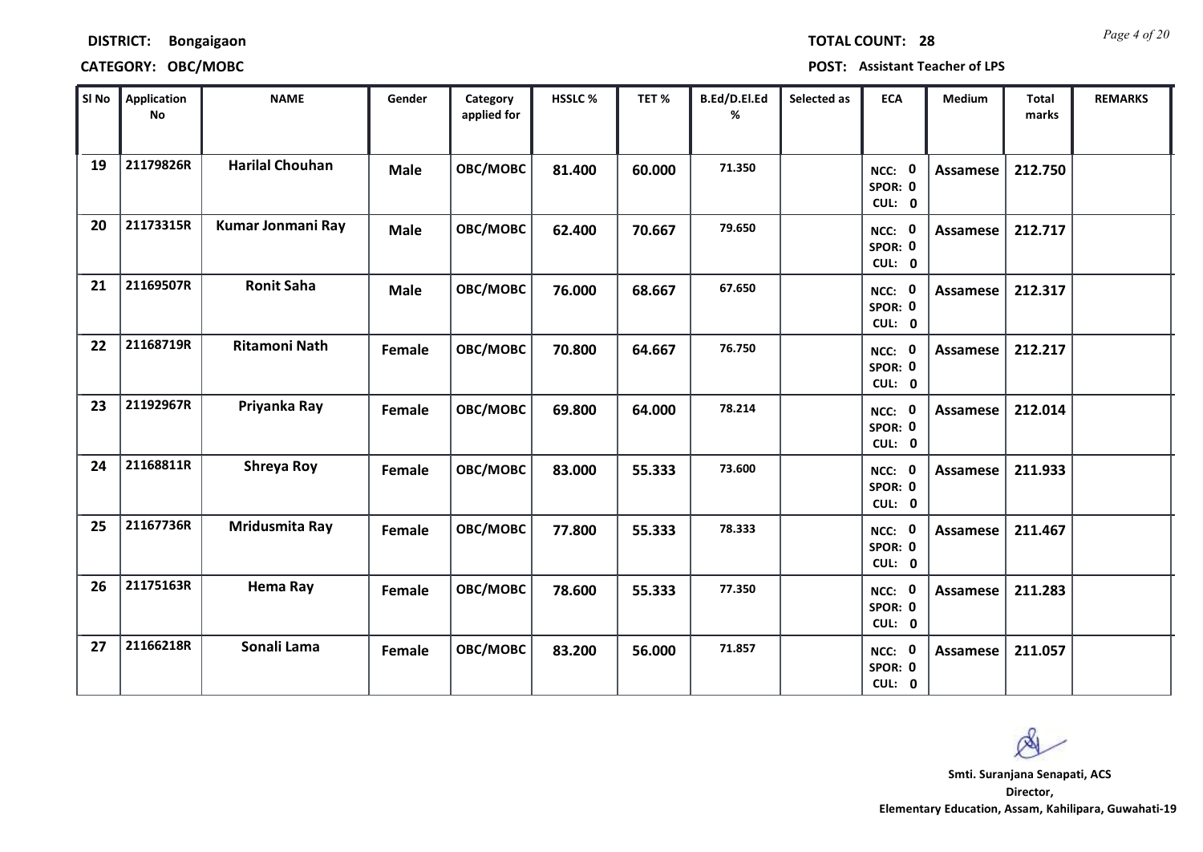**DISTRICT:** Bongaigaon  **TOTAL COUNT:** 28

**CATEGORY:** OBC/MOBC  **POST:** Assistant Teacher of LPS

| Sl No | Application No | NAME | Gender | Category applied for | HSSLC % | TET % | B.Ed/D.El.Ed % | Selected as | ECA | Medium | Total marks | REMARKS |
|---|---|---|---|---|---|---|---|---|---|---|---|---|
| 19 | 21179826R | Harilal Chouhan | Male | OBC/MOBC | 81.400 | 60.000 | 71.350 | | NCC: 0 SPOR: 0 CUL: 0 | Assamese | 212.750 | |
| 20 | 21173315R | Kumar Jonmani Ray | Male | OBC/MOBC | 62.400 | 70.667 | 79.650 | | NCC: 0 SPOR: 0 CUL: 0 | Assamese | 212.717 | |
| 21 | 21169507R | Ronit Saha | Male | OBC/MOBC | 76.000 | 68.667 | 67.650 | | NCC: 0 SPOR: 0 CUL: 0 | Assamese | 212.317 | |
| 22 | 21168719R | Ritamoni Nath | Female | OBC/MOBC | 70.800 | 64.667 | 76.750 | | NCC: 0 SPOR: 0 CUL: 0 | Assamese | 212.217 | |
| 23 | 21192967R | Priyanka Ray | Female | OBC/MOBC | 69.800 | 64.000 | 78.214 | | NCC: 0 SPOR: 0 CUL: 0 | Assamese | 212.014 | |
| 24 | 21168811R | Shreya Roy | Female | OBC/MOBC | 83.000 | 55.333 | 73.600 | | NCC: 0 SPOR: 0 CUL: 0 | Assamese | 211.933 | |
| 25 | 21167736R | Mridusmita Ray | Female | OBC/MOBC | 77.800 | 55.333 | 78.333 | | NCC: 0 SPOR: 0 CUL: 0 | Assamese | 211.467 | |
| 26 | 21175163R | Hema Ray | Female | OBC/MOBC | 78.600 | 55.333 | 77.350 | | NCC: 0 SPOR: 0 CUL: 0 | Assamese | 211.283 | |
| 27 | 21166218R | Sonali Lama | Female | OBC/MOBC | 83.200 | 56.000 | 71.857 | | NCC: 0 SPOR: 0 CUL: 0 | Assamese | 211.057 | |

**Smti. Suranjana Senapati, ACS**
**Director,**
**Elementary Education, Assam, Kahilipara, Guwahati-19**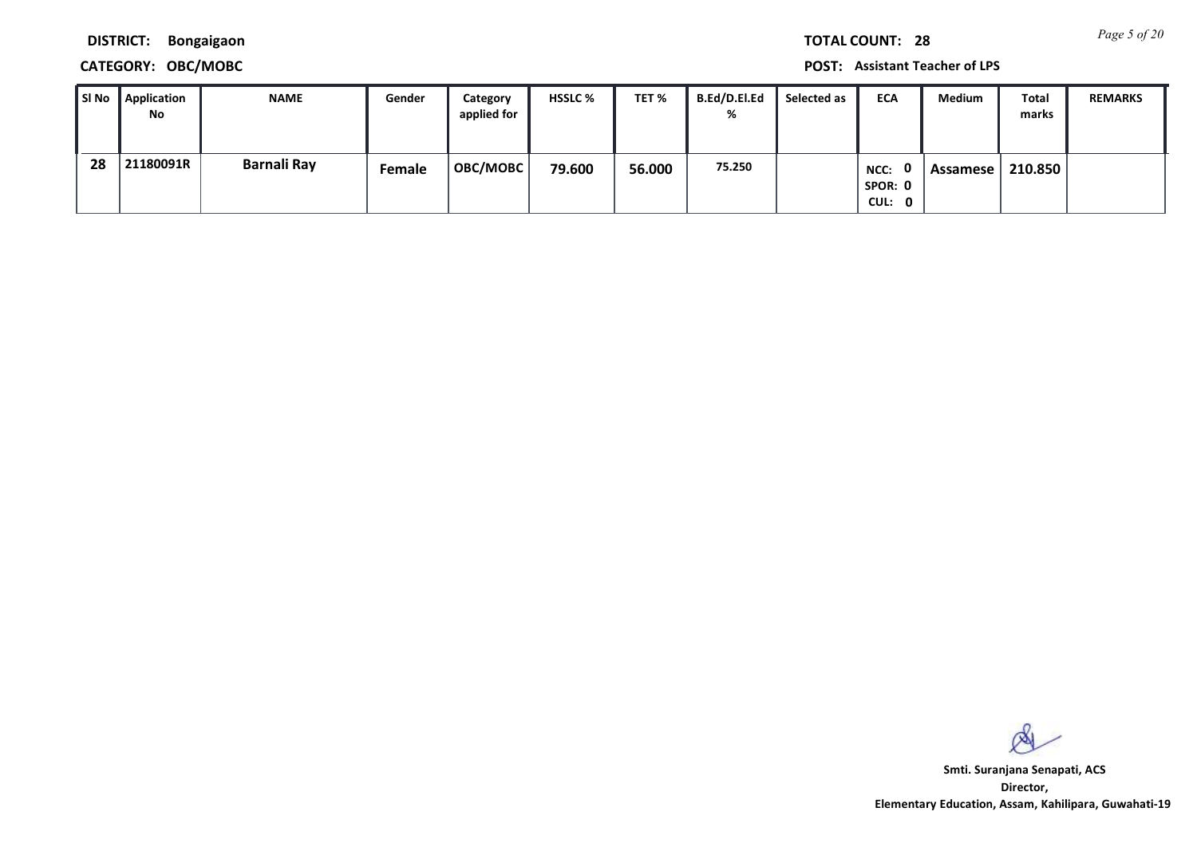**DISTRICT: Bongaigaon** **TOTAL COUNT: 28**

**CATEGORY: OBC/MOBC** **POST: Assistant Teacher of LPS**

| Sl No | Application No | NAME | Gender | Category applied for | HSSLC % | TET % | B.Ed/D.El.Ed % | Selected as | ECA | Medium | Total marks | REMARKS |
|---|---|---|---|---|---|---|---|---|---|---|---|---|
| 28 | 21180091R | Barnali Ray | Female | OBC/MOBC | 79.600 | 56.000 | 75.250 | | NCC: 0 SPOR: 0 CUL: 0 | Assamese | 210.850 | |

**Smti. Suranjana Senapati, ACS**
**Director,**
**Elementary Education, Assam, Kahilipara, Guwahati-19**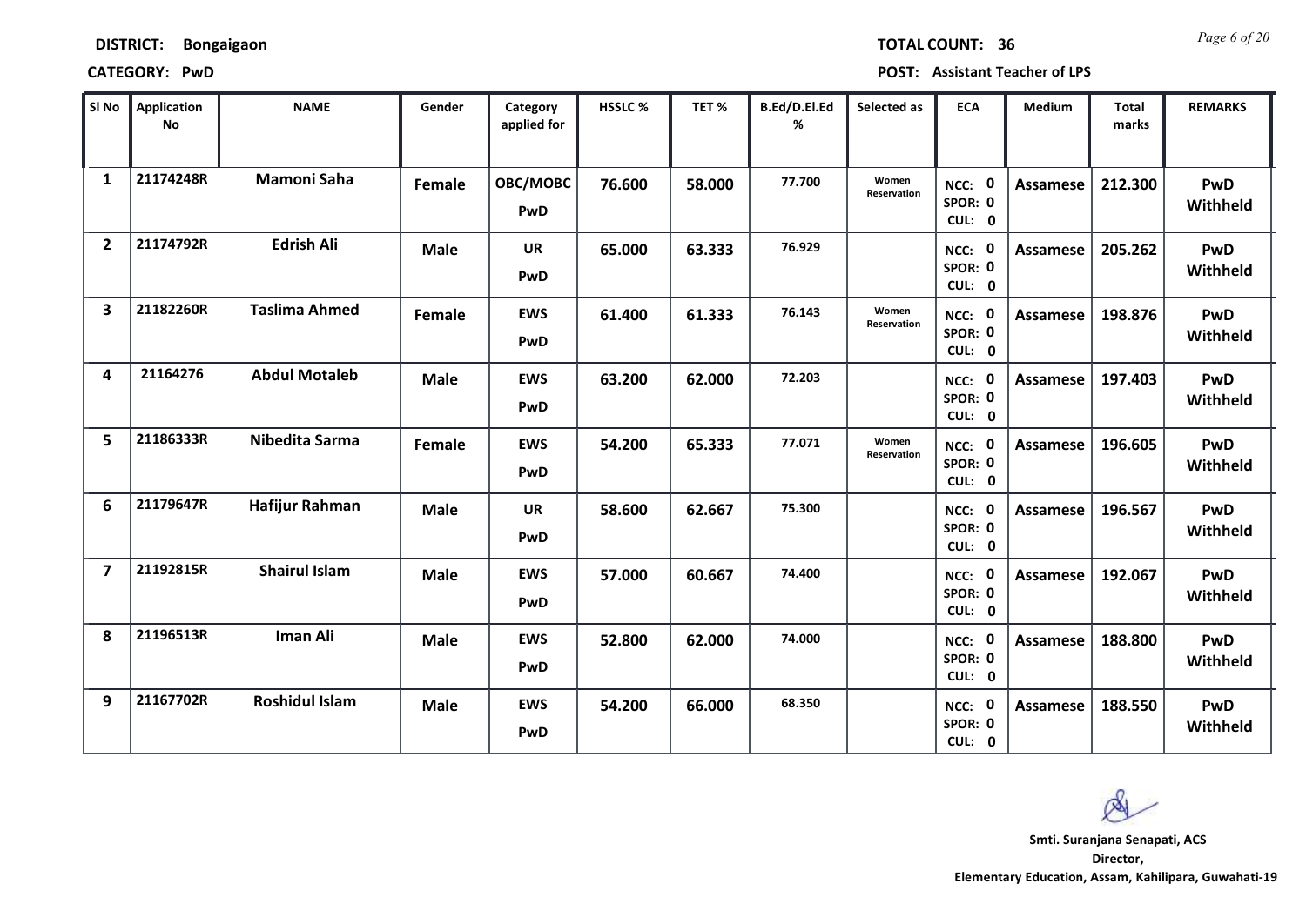**DISTRICT: Bongaigaon** **TOTAL COUNT: 36**

**CATEGORY: PwD** **POST: Assistant Teacher of LPS**

| Sl No | Application No | NAME | Gender | Category applied for | HSSLC % | TET % | B.Ed/D.El.Ed % | Selected as | ECA | Medium | Total marks | REMARKS |
|---|---|---|---|---|---|---|---|---|---|---|---|---|
| 1 | 21174248R | Mamoni Saha | Female | OBC/MOBC PwD | 76.600 | 58.000 | 77.700 | Women Reservation | NCC: 0 SPOR: 0 CUL: 0 | Assamese | 212.300 | PwD Withheld |
| 2 | 21174792R | Edrish Ali | Male | UR PwD | 65.000 | 63.333 | 76.929 | | NCC: 0 SPOR: 0 CUL: 0 | Assamese | 205.262 | PwD Withheld |
| 3 | 21182260R | Taslima Ahmed | Female | EWS PwD | 61.400 | 61.333 | 76.143 | Women Reservation | NCC: 0 SPOR: 0 CUL: 0 | Assamese | 198.876 | PwD Withheld |
| 4 | 21164276 | Abdul Motaleb | Male | EWS PwD | 63.200 | 62.000 | 72.203 | | NCC: 0 SPOR: 0 CUL: 0 | Assamese | 197.403 | PwD Withheld |
| 5 | 21186333R | Nibedita Sarma | Female | EWS PwD | 54.200 | 65.333 | 77.071 | Women Reservation | NCC: 0 SPOR: 0 CUL: 0 | Assamese | 196.605 | PwD Withheld |
| 6 | 21179647R | Hafijur Rahman | Male | UR PwD | 58.600 | 62.667 | 75.300 | | NCC: 0 SPOR: 0 CUL: 0 | Assamese | 196.567 | PwD Withheld |
| 7 | 21192815R | Shairul Islam | Male | EWS PwD | 57.000 | 60.667 | 74.400 | | NCC: 0 SPOR: 0 CUL: 0 | Assamese | 192.067 | PwD Withheld |
| 8 | 21196513R | Iman Ali | Male | EWS PwD | 52.800 | 62.000 | 74.000 | | NCC: 0 SPOR: 0 CUL: 0 | Assamese | 188.800 | PwD Withheld |
| 9 | 21167702R | Roshidul Islam | Male | EWS PwD | 54.200 | 66.000 | 68.350 | | NCC: 0 SPOR: 0 CUL: 0 | Assamese | 188.550 | PwD Withheld |

**Smti. Suranjana Senapati, ACS**
**Director,**
**Elementary Education, Assam, Kahilipara, Guwahati-19**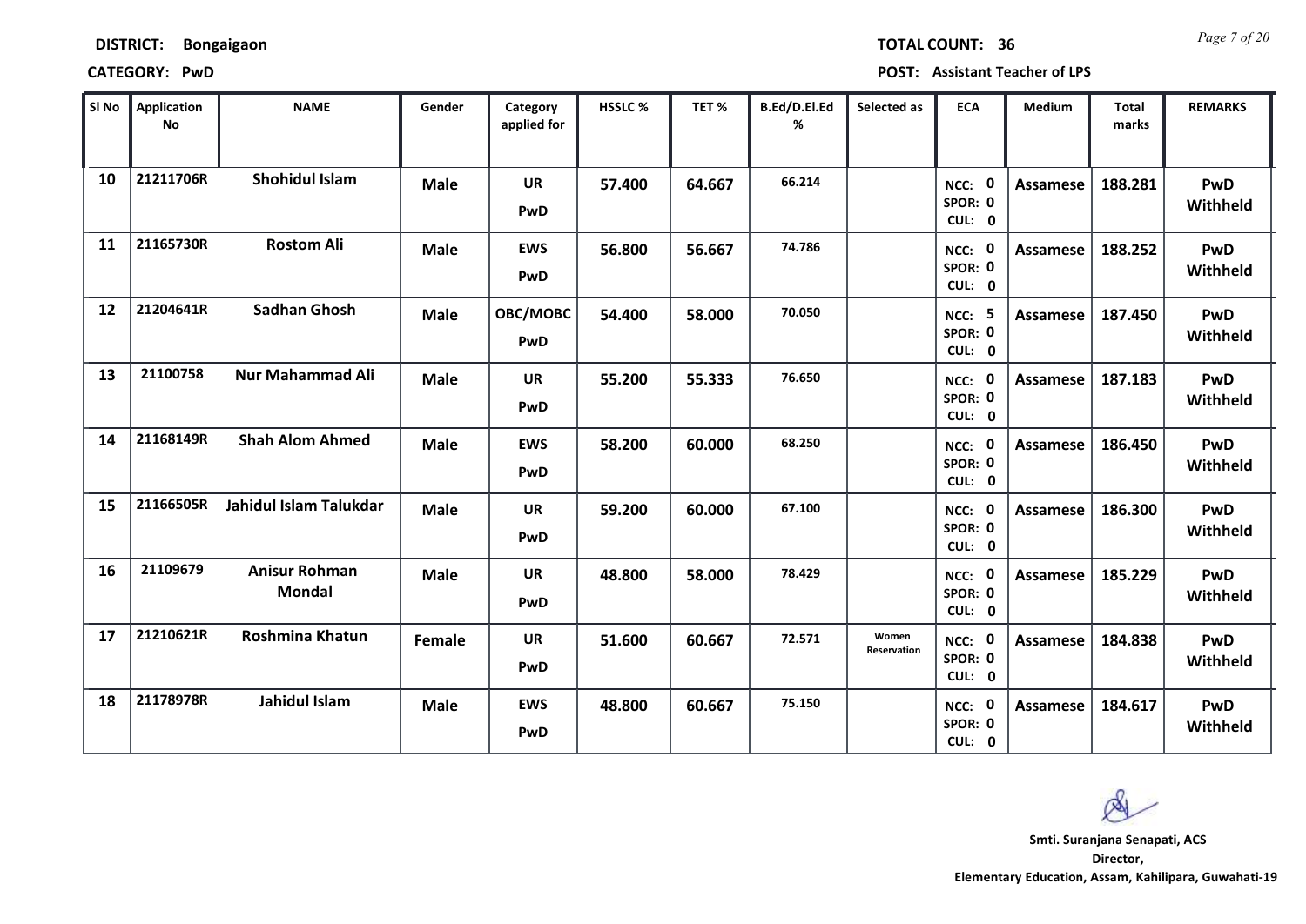**DISTRICT:** Bongaigaon **TOTAL COUNT:** 36

**CATEGORY:** PwD **POST:** Assistant Teacher of LPS

| Sl No | Application No | NAME | Gender | Category applied for | HSSLC % | TET % | B.Ed/D.El.Ed % | Selected as | ECA | Medium | Total marks | REMARKS |
|---|---|---|---|---|---|---|---|---|---|---|---|---|
| 10 | 21211706R | Shohidul Islam | Male | UR PwD | 57.400 | 64.667 | 66.214 | | NCC: 0 SPOR: 0 CUL: 0 | Assamese | 188.281 | PwD Withheld |
| 11 | 21165730R | Rostom Ali | Male | EWS PwD | 56.800 | 56.667 | 74.786 | | NCC: 0 SPOR: 0 CUL: 0 | Assamese | 188.252 | PwD Withheld |
| 12 | 21204641R | Sadhan Ghosh | Male | OBC/MOBC PwD | 54.400 | 58.000 | 70.050 | | NCC: 5 SPOR: 0 CUL: 0 | Assamese | 187.450 | PwD Withheld |
| 13 | 21100758 | Nur Mahammad Ali | Male | UR PwD | 55.200 | 55.333 | 76.650 | | NCC: 0 SPOR: 0 CUL: 0 | Assamese | 187.183 | PwD Withheld |
| 14 | 21168149R | Shah Alom Ahmed | Male | EWS PwD | 58.200 | 60.000 | 68.250 | | NCC: 0 SPOR: 0 CUL: 0 | Assamese | 186.450 | PwD Withheld |
| 15 | 21166505R | Jahidul Islam Talukdar | Male | UR PwD | 59.200 | 60.000 | 67.100 | | NCC: 0 SPOR: 0 CUL: 0 | Assamese | 186.300 | PwD Withheld |
| 16 | 21109679 | Anisur Rohman Mondal | Male | UR PwD | 48.800 | 58.000 | 78.429 | | NCC: 0 SPOR: 0 CUL: 0 | Assamese | 185.229 | PwD Withheld |
| 17 | 21210621R | Roshmina Khatun | Female | UR PwD | 51.600 | 60.667 | 72.571 | Women Reservation | NCC: 0 SPOR: 0 CUL: 0 | Assamese | 184.838 | PwD Withheld |
| 18 | 21178978R | Jahidul Islam | Male | EWS PwD | 48.800 | 60.667 | 75.150 | | NCC: 0 SPOR: 0 CUL: 0 | Assamese | 184.617 | PwD Withheld |

**Smti. Suranjana Senapati, ACS**
**Director,**
**Elementary Education, Assam, Kahilipara, Guwahati-19**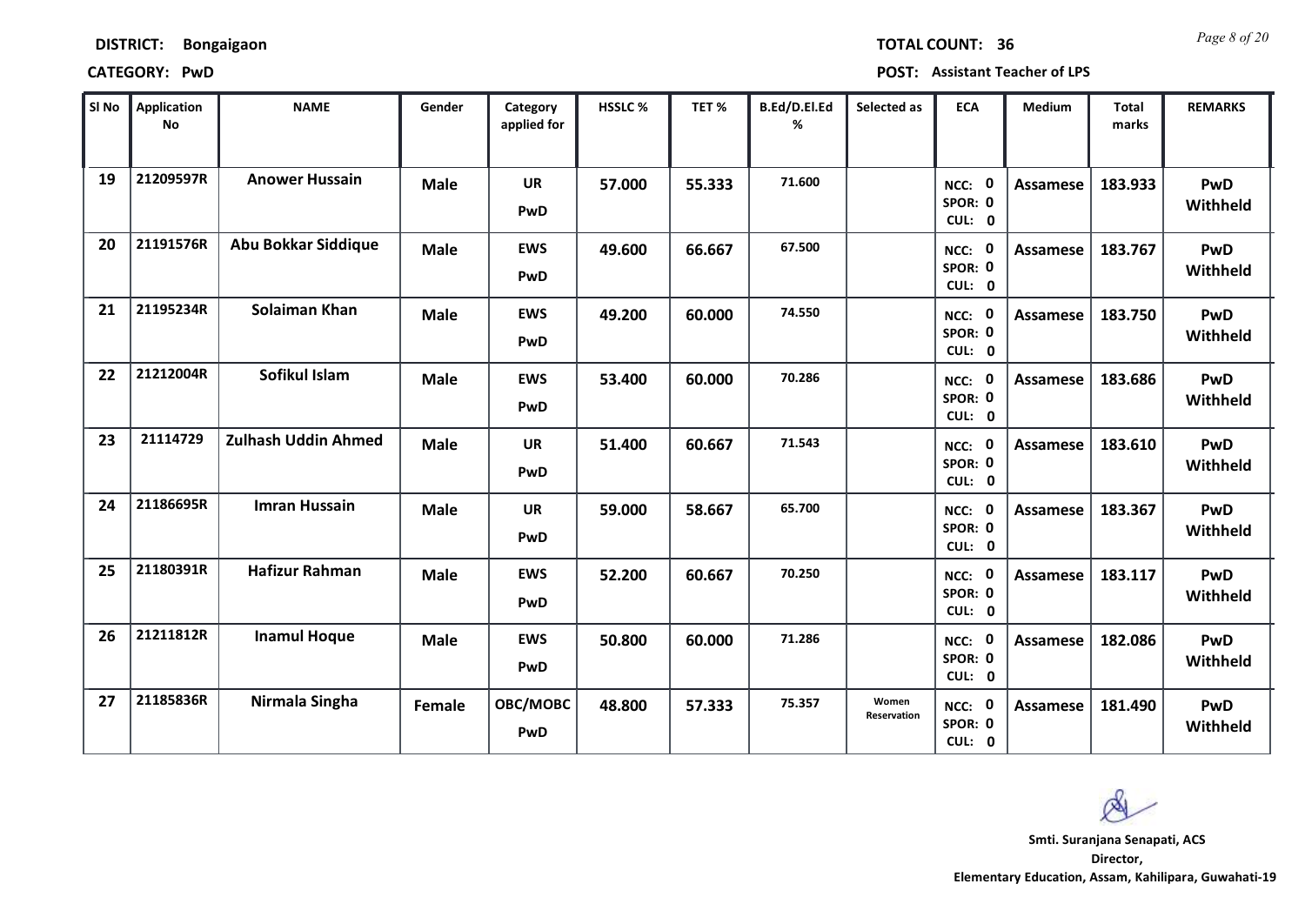**DISTRICT:** Bongaigaon

**TOTAL COUNT:** 36

**CATEGORY:** PwD

**POST:** Assistant Teacher of LPS

| Sl No | Application No | NAME | Gender | Category applied for | HSSLC % | TET % | B.Ed/D.El.Ed % | Selected as | ECA | Medium | Total marks | REMARKS |
|---|---|---|---|---|---|---|---|---|---|---|---|---|
| 19 | 21209597R | Anower Hussain | Male | UR PwD | 57.000 | 55.333 | 71.600 | | NCC: 0 SPOR: 0 CUL: 0 | Assamese | 183.933 | PwD Withheld |
| 20 | 21191576R | Abu Bokkar Siddique | Male | EWS PwD | 49.600 | 66.667 | 67.500 | | NCC: 0 SPOR: 0 CUL: 0 | Assamese | 183.767 | PwD Withheld |
| 21 | 21195234R | Solaiman Khan | Male | EWS PwD | 49.200 | 60.000 | 74.550 | | NCC: 0 SPOR: 0 CUL: 0 | Assamese | 183.750 | PwD Withheld |
| 22 | 21212004R | Sofikul Islam | Male | EWS PwD | 53.400 | 60.000 | 70.286 | | NCC: 0 SPOR: 0 CUL: 0 | Assamese | 183.686 | PwD Withheld |
| 23 | 21114729 | Zulhash Uddin Ahmed | Male | UR PwD | 51.400 | 60.667 | 71.543 | | NCC: 0 SPOR: 0 CUL: 0 | Assamese | 183.610 | PwD Withheld |
| 24 | 21186695R | Imran Hussain | Male | UR PwD | 59.000 | 58.667 | 65.700 | | NCC: 0 SPOR: 0 CUL: 0 | Assamese | 183.367 | PwD Withheld |
| 25 | 21180391R | Hafizur Rahman | Male | EWS PwD | 52.200 | 60.667 | 70.250 | | NCC: 0 SPOR: 0 CUL: 0 | Assamese | 183.117 | PwD Withheld |
| 26 | 21211812R | Inamul Hoque | Male | EWS PwD | 50.800 | 60.000 | 71.286 | | NCC: 0 SPOR: 0 CUL: 0 | Assamese | 182.086 | PwD Withheld |
| 27 | 21185836R | Nirmala Singha | Female | OBC/MOBC PwD | 48.800 | 57.333 | 75.357 | Women Reservation | NCC: 0 SPOR: 0 CUL: 0 | Assamese | 181.490 | PwD Withheld |

**Smti. Suranjana Senapati, ACS**
**Director,**
**Elementary Education, Assam, Kahilipara, Guwahati-19**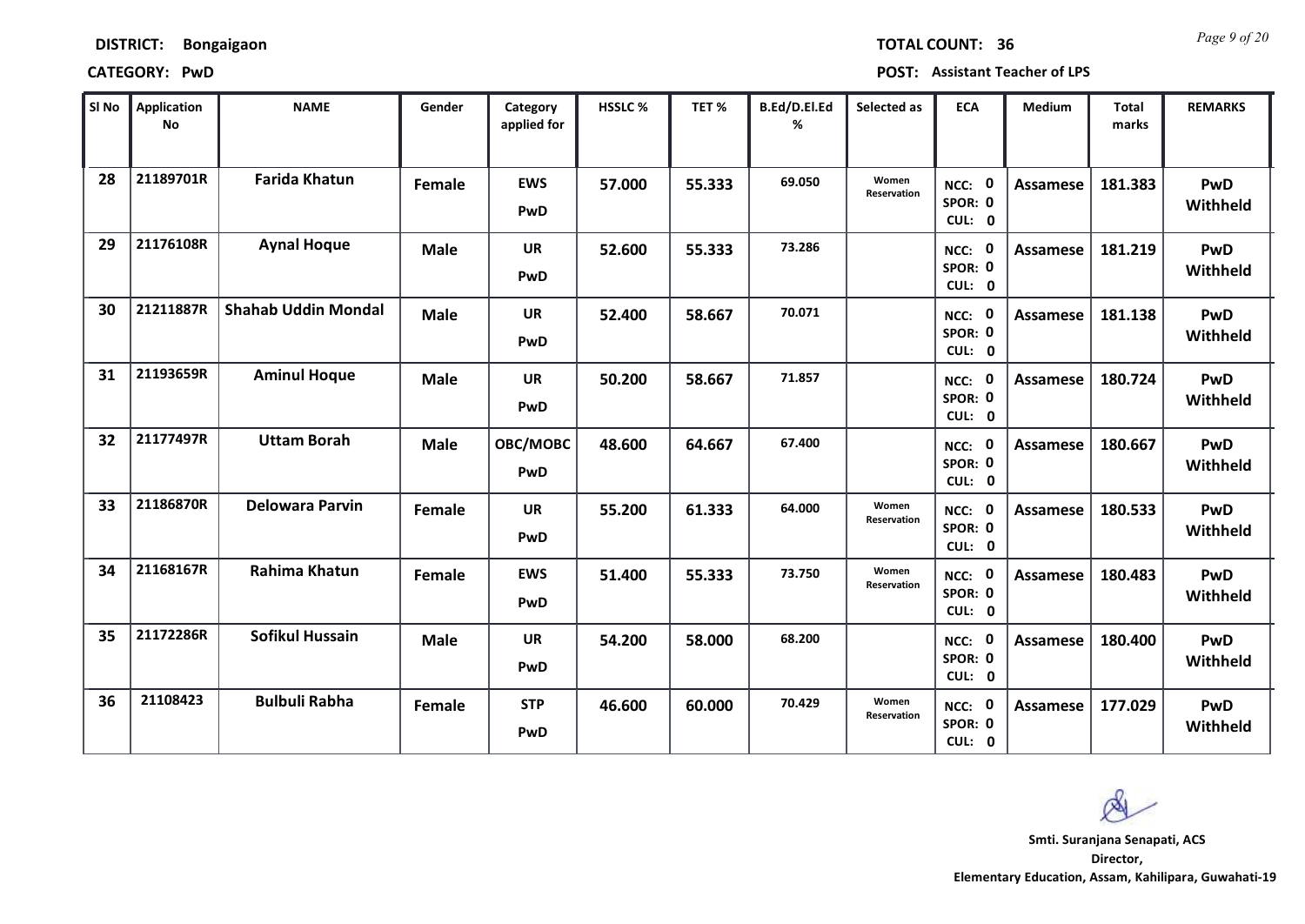**DISTRICT: Bongaigaon** **TOTAL COUNT: 36**

**CATEGORY: PwD** **POST: Assistant Teacher of LPS**

| Sl No | Application No | NAME | Gender | Category applied for | HSSLC % | TET % | B.Ed/D.El.Ed % | Selected as | ECA | Medium | Total marks | REMARKS |
|---|---|---|---|---|---|---|---|---|---|---|---|---|
| 28 | 21189701R | Farida Khatun | Female | EWS PwD | 57.000 | 55.333 | 69.050 | Women Reservation | NCC: 0 SPOR: 0 CUL: 0 | Assamese | 181.383 | PwD Withheld |
| 29 | 21176108R | Aynal Hoque | Male | UR PwD | 52.600 | 55.333 | 73.286 | | NCC: 0 SPOR: 0 CUL: 0 | Assamese | 181.219 | PwD Withheld |
| 30 | 21211887R | Shahab Uddin Mondal | Male | UR PwD | 52.400 | 58.667 | 70.071 | | NCC: 0 SPOR: 0 CUL: 0 | Assamese | 181.138 | PwD Withheld |
| 31 | 21193659R | Aminul Hoque | Male | UR PwD | 50.200 | 58.667 | 71.857 | | NCC: 0 SPOR: 0 CUL: 0 | Assamese | 180.724 | PwD Withheld |
| 32 | 21177497R | Uttam Borah | Male | OBC/MOBC PwD | 48.600 | 64.667 | 67.400 | | NCC: 0 SPOR: 0 CUL: 0 | Assamese | 180.667 | PwD Withheld |
| 33 | 21186870R | Delowara Parvin | Female | UR PwD | 55.200 | 61.333 | 64.000 | Women Reservation | NCC: 0 SPOR: 0 CUL: 0 | Assamese | 180.533 | PwD Withheld |
| 34 | 21168167R | Rahima Khatun | Female | EWS PwD | 51.400 | 55.333 | 73.750 | Women Reservation | NCC: 0 SPOR: 0 CUL: 0 | Assamese | 180.483 | PwD Withheld |
| 35 | 21172286R | Sofikul Hussain | Male | UR PwD | 54.200 | 58.000 | 68.200 | | NCC: 0 SPOR: 0 CUL: 0 | Assamese | 180.400 | PwD Withheld |
| 36 | 21108423 | Bulbuli Rabha | Female | STP PwD | 46.600 | 60.000 | 70.429 | Women Reservation | NCC: 0 SPOR: 0 CUL: 0 | Assamese | 177.029 | PwD Withheld |

**Smti. Suranjana Senapati, ACS**
**Director,**
**Elementary Education, Assam, Kahilipara, Guwahati-19**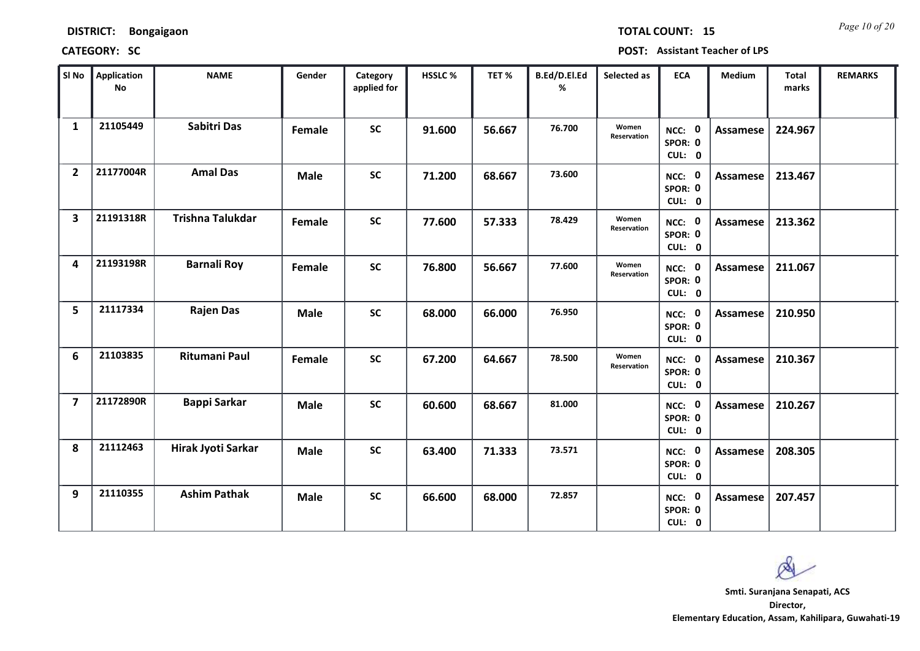**DISTRICT:** Bongaigaon  **TOTAL COUNT:** 15

**CATEGORY:** SC  **POST:** Assistant Teacher of LPS

| Sl No | Application No | NAME | Gender | Category applied for | HSSLC % | TET % | B.Ed/D.El.Ed % | Selected as | ECA | Medium | Total marks | REMARKS |
|---|---|---|---|---|---|---|---|---|---|---|---|---|
| 1 | 21105449 | Sabitri Das | Female | SC | 91.600 | 56.667 | 76.700 | Women Reservation | NCC: 0 SPOR: 0 CUL: 0 | Assamese | 224.967 | |
| 2 | 21177004R | Amal Das | Male | SC | 71.200 | 68.667 | 73.600 | | NCC: 0 SPOR: 0 CUL: 0 | Assamese | 213.467 | |
| 3 | 21191318R | Trishna Talukdar | Female | SC | 77.600 | 57.333 | 78.429 | Women Reservation | NCC: 0 SPOR: 0 CUL: 0 | Assamese | 213.362 | |
| 4 | 21193198R | Barnali Roy | Female | SC | 76.800 | 56.667 | 77.600 | Women Reservation | NCC: 0 SPOR: 0 CUL: 0 | Assamese | 211.067 | |
| 5 | 21117334 | Rajen Das | Male | SC | 68.000 | 66.000 | 76.950 | | NCC: 0 SPOR: 0 CUL: 0 | Assamese | 210.950 | |
| 6 | 21103835 | Ritumani Paul | Female | SC | 67.200 | 64.667 | 78.500 | Women Reservation | NCC: 0 SPOR: 0 CUL: 0 | Assamese | 210.367 | |
| 7 | 21172890R | Bappi Sarkar | Male | SC | 60.600 | 68.667 | 81.000 | | NCC: 0 SPOR: 0 CUL: 0 | Assamese | 210.267 | |
| 8 | 21112463 | Hirak Jyoti Sarkar | Male | SC | 63.400 | 71.333 | 73.571 | | NCC: 0 SPOR: 0 CUL: 0 | Assamese | 208.305 | |
| 9 | 21110355 | Ashim Pathak | Male | SC | 66.600 | 68.000 | 72.857 | | NCC: 0 SPOR: 0 CUL: 0 | Assamese | 207.457 | |

**Smti. Suranjana Senapati, ACS**
**Director,**
**Elementary Education, Assam, Kahilipara, Guwahati-19**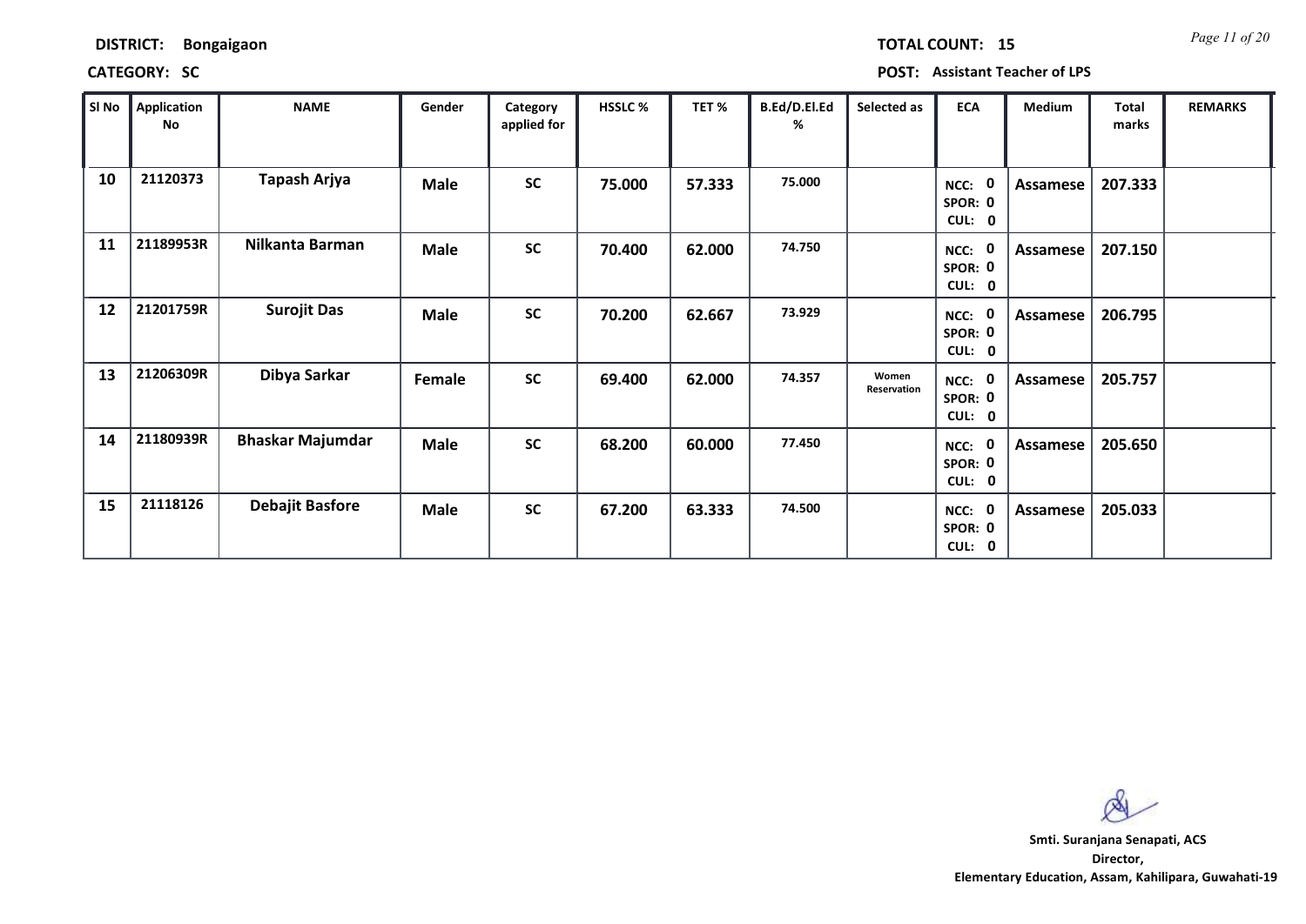**DISTRICT:** Bongaigaon

**TOTAL COUNT:** 15

**CATEGORY:** SC

**POST:** Assistant Teacher of LPS

| Sl No | Application No | NAME | Gender | Category applied for | HSSLC % | TET % | B.Ed/D.El.Ed % | Selected as | ECA | Medium | Total marks | REMARKS |
|---|---|---|---|---|---|---|---|---|---|---|---|---|
| 10 | 21120373 | Tapash Arjya | Male | SC | 75.000 | 57.333 | 75.000 | | NCC: 0 SPOR: 0 CUL: 0 | Assamese | 207.333 | |
| 11 | 21189953R | Nilkanta Barman | Male | SC | 70.400 | 62.000 | 74.750 | | NCC: 0 SPOR: 0 CUL: 0 | Assamese | 207.150 | |
| 12 | 21201759R | Surojit Das | Male | SC | 70.200 | 62.667 | 73.929 | | NCC: 0 SPOR: 0 CUL: 0 | Assamese | 206.795 | |
| 13 | 21206309R | Dibya Sarkar | Female | SC | 69.400 | 62.000 | 74.357 | Women Reservation | NCC: 0 SPOR: 0 CUL: 0 | Assamese | 205.757 | |
| 14 | 21180939R | Bhaskar Majumdar | Male | SC | 68.200 | 60.000 | 77.450 | | NCC: 0 SPOR: 0 CUL: 0 | Assamese | 205.650 | |
| 15 | 21118126 | Debajit Basfore | Male | SC | 67.200 | 63.333 | 74.500 | | NCC: 0 SPOR: 0 CUL: 0 | Assamese | 205.033 | |

**Smti. Suranjana Senapati, ACS**
**Director,**
**Elementary Education, Assam, Kahilipara, Guwahati-19**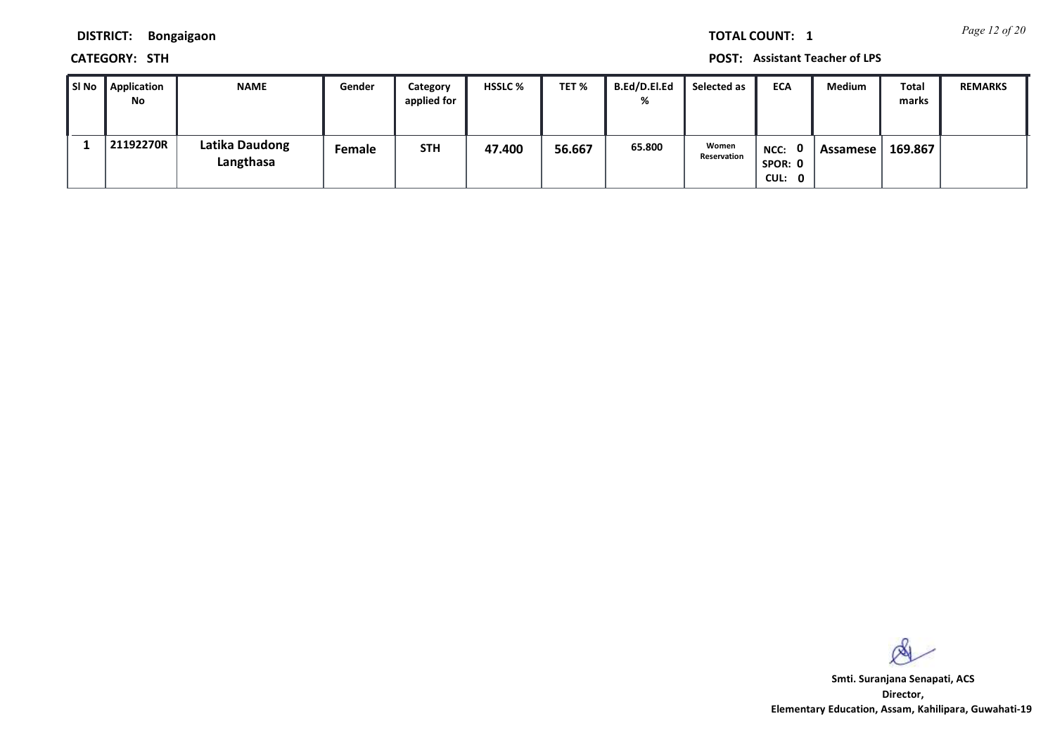**DISTRICT:** Bongaigaon

**TOTAL COUNT:** 1

**CATEGORY:** STH

**POST:** Assistant Teacher of LPS

| Sl No | Application No | NAME | Gender | Category applied for | HSSLC % | TET % | B.Ed/D.El.Ed % | Selected as | ECA | Medium | Total marks | REMARKS |
|---|---|---|---|---|---|---|---|---|---|---|---|---|
| 1 | 21192270R | Latika Daudong Langthasa | Female | STH | 47.400 | 56.667 | 65.800 | Women Reservation | NCC: 0 SPOR: 0 CUL: 0 | Assamese | 169.867 | |

**Smti. Suranjana Senapati, ACS**
**Director,**
**Elementary Education, Assam, Kahilipara, Guwahati-19**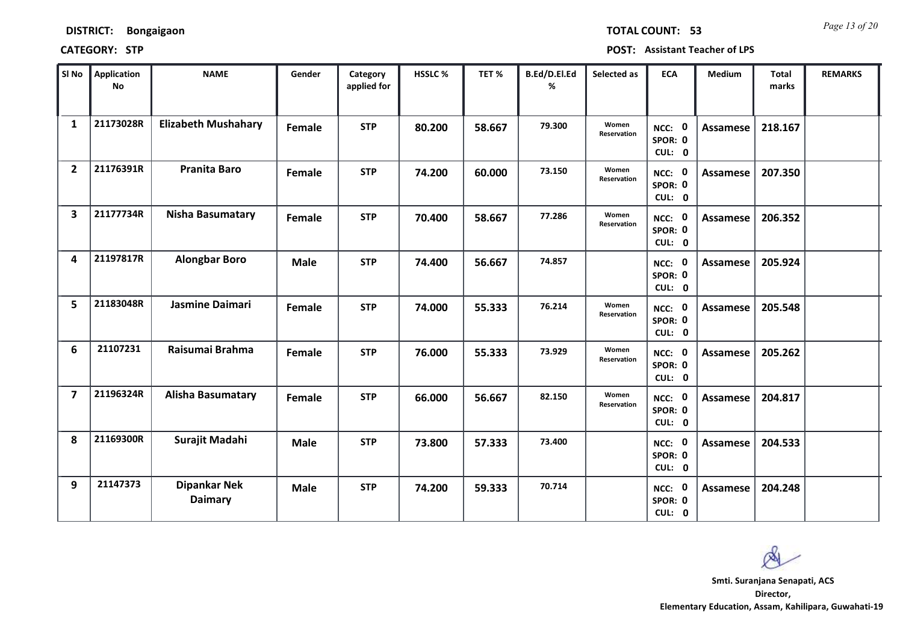**DISTRICT: Bongaigaon** **TOTAL COUNT: 53**

**CATEGORY: STP** **POST: Assistant Teacher of LPS**

| Sl No | Application No | NAME | Gender | Category applied for | HSSLC % | TET % | B.Ed/D.El.Ed % | Selected as | ECA | Medium | Total marks | REMARKS |
|---|---|---|---|---|---|---|---|---|---|---|---|---|
| 1 | 21173028R | Elizabeth Mushahary | Female | STP | 80.200 | 58.667 | 79.300 | Women Reservation | NCC: 0 SPOR: 0 CUL: 0 | Assamese | 218.167 | |
| 2 | 21176391R | Pranita Baro | Female | STP | 74.200 | 60.000 | 73.150 | Women Reservation | NCC: 0 SPOR: 0 CUL: 0 | Assamese | 207.350 | |
| 3 | 21177734R | Nisha Basumatary | Female | STP | 70.400 | 58.667 | 77.286 | Women Reservation | NCC: 0 SPOR: 0 CUL: 0 | Assamese | 206.352 | |
| 4 | 21197817R | Alongbar Boro | Male | STP | 74.400 | 56.667 | 74.857 | | NCC: 0 SPOR: 0 CUL: 0 | Assamese | 205.924 | |
| 5 | 21183048R | Jasmine Daimari | Female | STP | 74.000 | 55.333 | 76.214 | Women Reservation | NCC: 0 SPOR: 0 CUL: 0 | Assamese | 205.548 | |
| 6 | 21107231 | Raisumai Brahma | Female | STP | 76.000 | 55.333 | 73.929 | Women Reservation | NCC: 0 SPOR: 0 CUL: 0 | Assamese | 205.262 | |
| 7 | 21196324R | Alisha Basumatary | Female | STP | 66.000 | 56.667 | 82.150 | Women Reservation | NCC: 0 SPOR: 0 CUL: 0 | Assamese | 204.817 | |
| 8 | 21169300R | Surajit Madahi | Male | STP | 73.800 | 57.333 | 73.400 | | NCC: 0 SPOR: 0 CUL: 0 | Assamese | 204.533 | |
| 9 | 21147373 | Dipankar Nek Daimary | Male | STP | 74.200 | 59.333 | 70.714 | | NCC: 0 SPOR: 0 CUL: 0 | Assamese | 204.248 | |

**Smti. Suranjana Senapati, ACS**
**Director,**
**Elementary Education, Assam, Kahilipara, Guwahati-19**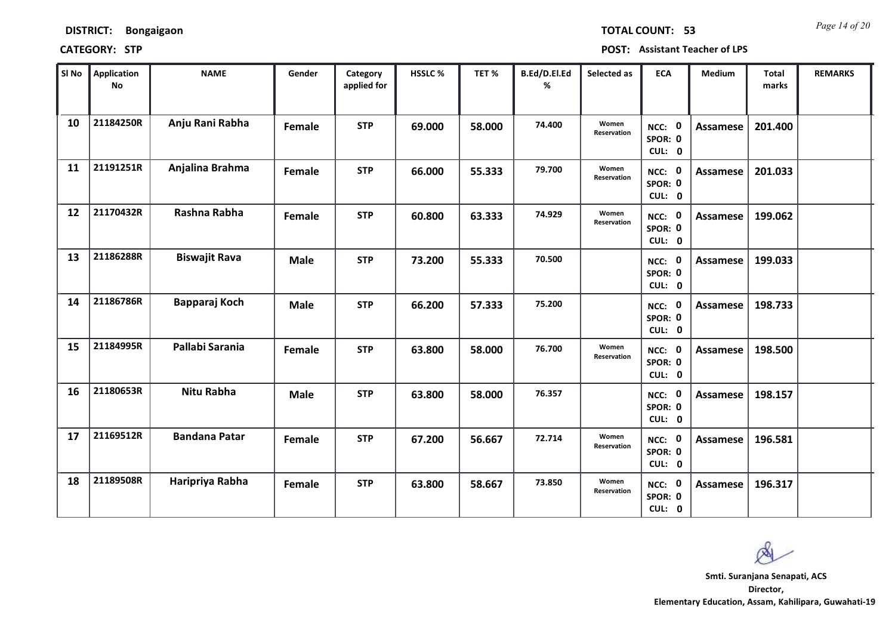**DISTRICT: Bongaigaon**

**TOTAL COUNT: 53**

**CATEGORY: STP**

**POST: Assistant Teacher of LPS**

| Sl No | Application No | NAME | Gender | Category applied for | HSSLC % | TET % | B.Ed/D.El.Ed % | Selected as | ECA | Medium | Total marks | REMARKS |
|---|---|---|---|---|---|---|---|---|---|---|---|---|
| 10 | 21184250R | Anju Rani Rabha | Female | STP | 69.000 | 58.000 | 74.400 | Women Reservation | NCC: 0 SPOR: 0 CUL: 0 | Assamese | 201.400 | |
| 11 | 21191251R | Anjalina Brahma | Female | STP | 66.000 | 55.333 | 79.700 | Women Reservation | NCC: 0 SPOR: 0 CUL: 0 | Assamese | 201.033 | |
| 12 | 21170432R | Rashna Rabha | Female | STP | 60.800 | 63.333 | 74.929 | Women Reservation | NCC: 0 SPOR: 0 CUL: 0 | Assamese | 199.062 | |
| 13 | 21186288R | Biswajit Rava | Male | STP | 73.200 | 55.333 | 70.500 | | NCC: 0 SPOR: 0 CUL: 0 | Assamese | 199.033 | |
| 14 | 21186786R | Bapparaj Koch | Male | STP | 66.200 | 57.333 | 75.200 | | NCC: 0 SPOR: 0 CUL: 0 | Assamese | 198.733 | |
| 15 | 21184995R | Pallabi Sarania | Female | STP | 63.800 | 58.000 | 76.700 | Women Reservation | NCC: 0 SPOR: 0 CUL: 0 | Assamese | 198.500 | |
| 16 | 21180653R | Nitu Rabha | Male | STP | 63.800 | 58.000 | 76.357 | | NCC: 0 SPOR: 0 CUL: 0 | Assamese | 198.157 | |
| 17 | 21169512R | Bandana Patar | Female | STP | 67.200 | 56.667 | 72.714 | Women Reservation | NCC: 0 SPOR: 0 CUL: 0 | Assamese | 196.581 | |
| 18 | 21189508R | Haripriya Rabha | Female | STP | 63.800 | 58.667 | 73.850 | Women Reservation | NCC: 0 SPOR: 0 CUL: 0 | Assamese | 196.317 | |

**Smti. Suranjana Senapati, ACS**
**Director,**
**Elementary Education, Assam, Kahilipara, Guwahati-19**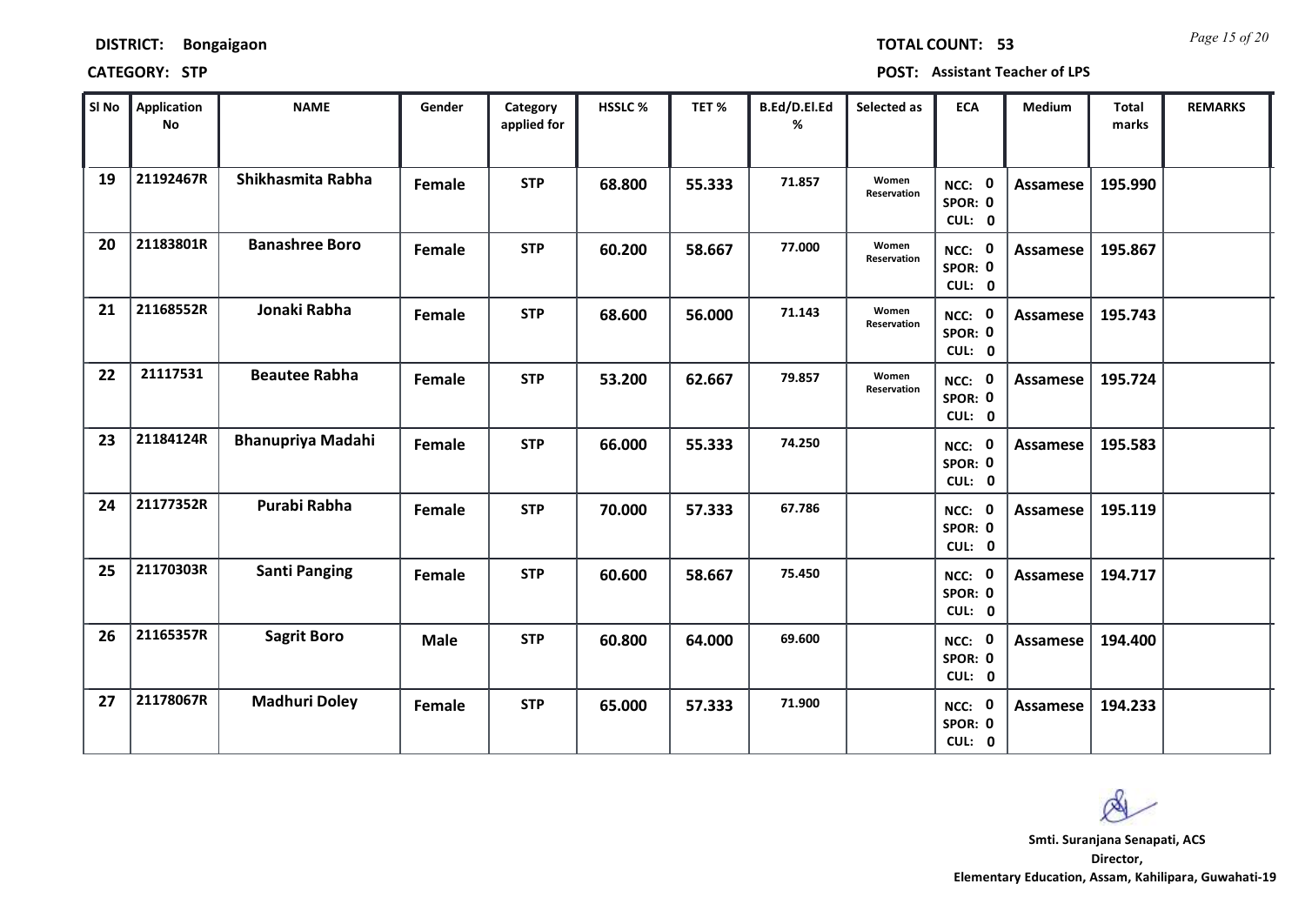**DISTRICT:** Bongaigaon

**TOTAL COUNT:** 53

**CATEGORY:** STP

**POST:** Assistant Teacher of LPS

| Sl No | Application No | NAME | Gender | Category applied for | HSSLC % | TET % | B.Ed/D.El.Ed % | Selected as | ECA | Medium | Total marks | REMARKS |
|---|---|---|---|---|---|---|---|---|---|---|---|---|
| 19 | 21192467R | Shikhasmita Rabha | Female | STP | 68.800 | 55.333 | 71.857 | Women Reservation | NCC: 0 SPOR: 0 CUL: 0 | Assamese | 195.990 | |
| 20 | 21183801R | Banashree Boro | Female | STP | 60.200 | 58.667 | 77.000 | Women Reservation | NCC: 0 SPOR: 0 CUL: 0 | Assamese | 195.867 | |
| 21 | 21168552R | Jonaki Rabha | Female | STP | 68.600 | 56.000 | 71.143 | Women Reservation | NCC: 0 SPOR: 0 CUL: 0 | Assamese | 195.743 | |
| 22 | 21117531 | Beautee Rabha | Female | STP | 53.200 | 62.667 | 79.857 | Women Reservation | NCC: 0 SPOR: 0 CUL: 0 | Assamese | 195.724 | |
| 23 | 21184124R | Bhanupriya Madahi | Female | STP | 66.000 | 55.333 | 74.250 | | NCC: 0 SPOR: 0 CUL: 0 | Assamese | 195.583 | |
| 24 | 21177352R | Purabi Rabha | Female | STP | 70.000 | 57.333 | 67.786 | | NCC: 0 SPOR: 0 CUL: 0 | Assamese | 195.119 | |
| 25 | 21170303R | Santi Panging | Female | STP | 60.600 | 58.667 | 75.450 | | NCC: 0 SPOR: 0 CUL: 0 | Assamese | 194.717 | |
| 26 | 21165357R | Sagrit Boro | Male | STP | 60.800 | 64.000 | 69.600 | | NCC: 0 SPOR: 0 CUL: 0 | Assamese | 194.400 | |
| 27 | 21178067R | Madhuri Doley | Female | STP | 65.000 | 57.333 | 71.900 | | NCC: 0 SPOR: 0 CUL: 0 | Assamese | 194.233 | |

**Smti. Suranjana Senapati, ACS**
**Director,**
**Elementary Education, Assam, Kahilipara, Guwahati-19**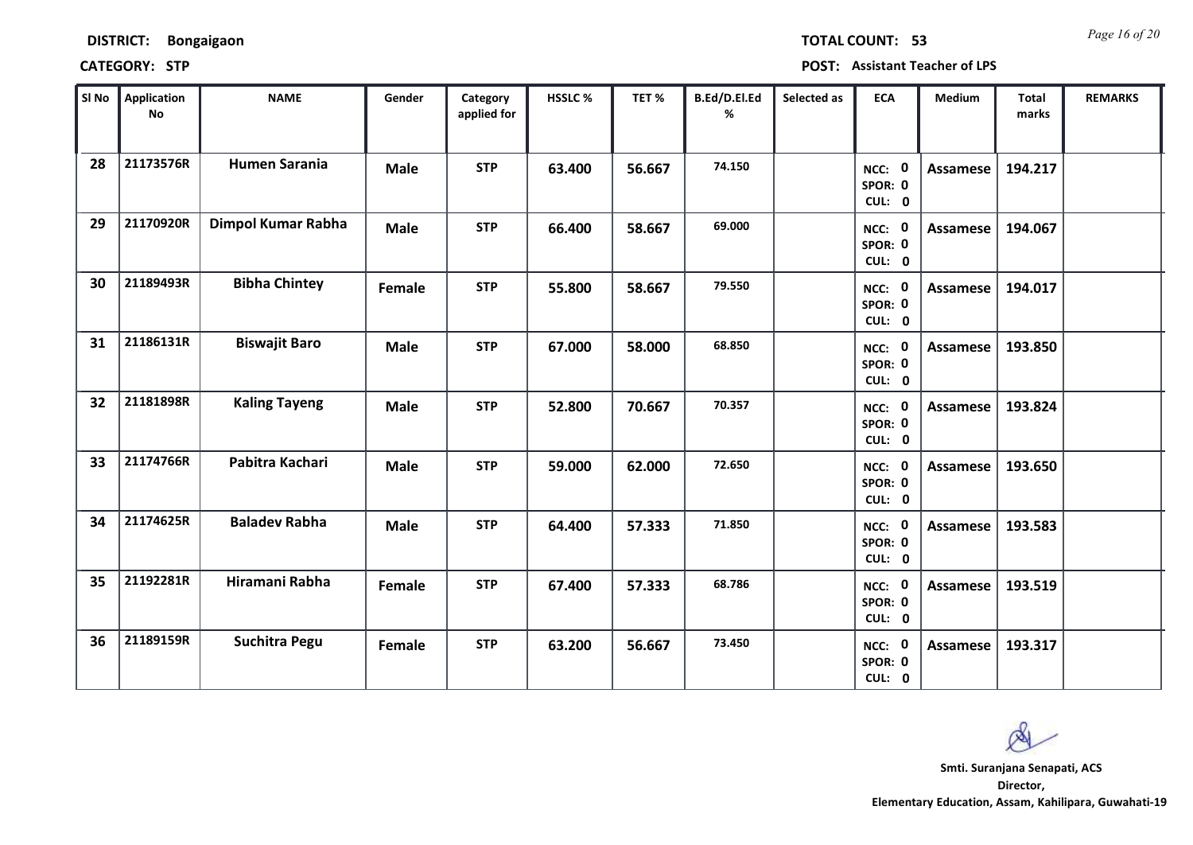**DISTRICT: Bongaigaon** **TOTAL COUNT: 53**

**CATEGORY: STP** **POST: Assistant Teacher of LPS**

| Sl No | Application No | NAME | Gender | Category applied for | HSSLC % | TET % | B.Ed/D.El.Ed % | Selected as | ECA | Medium | Total marks | REMARKS |
|---|---|---|---|---|---|---|---|---|---|---|---|---|
| 28 | 21173576R | Humen Sarania | Male | STP | 63.400 | 56.667 | 74.150 | | NCC: 0 SPOR: 0 CUL: 0 | Assamese | 194.217 | |
| 29 | 21170920R | Dimpol Kumar Rabha | Male | STP | 66.400 | 58.667 | 69.000 | | NCC: 0 SPOR: 0 CUL: 0 | Assamese | 194.067 | |
| 30 | 21189493R | Bibha Chintey | Female | STP | 55.800 | 58.667 | 79.550 | | NCC: 0 SPOR: 0 CUL: 0 | Assamese | 194.017 | |
| 31 | 21186131R | Biswajit Baro | Male | STP | 67.000 | 58.000 | 68.850 | | NCC: 0 SPOR: 0 CUL: 0 | Assamese | 193.850 | |
| 32 | 21181898R | Kaling Tayeng | Male | STP | 52.800 | 70.667 | 70.357 | | NCC: 0 SPOR: 0 CUL: 0 | Assamese | 193.824 | |
| 33 | 21174766R | Pabitra Kachari | Male | STP | 59.000 | 62.000 | 72.650 | | NCC: 0 SPOR: 0 CUL: 0 | Assamese | 193.650 | |
| 34 | 21174625R | Baladev Rabha | Male | STP | 64.400 | 57.333 | 71.850 | | NCC: 0 SPOR: 0 CUL: 0 | Assamese | 193.583 | |
| 35 | 21192281R | Hiramani Rabha | Female | STP | 67.400 | 57.333 | 68.786 | | NCC: 0 SPOR: 0 CUL: 0 | Assamese | 193.519 | |
| 36 | 21189159R | Suchitra Pegu | Female | STP | 63.200 | 56.667 | 73.450 | | NCC: 0 SPOR: 0 CUL: 0 | Assamese | 193.317 | |

**Smti. Suranjana Senapati, ACS**
**Director,**
**Elementary Education, Assam, Kahilipara, Guwahati-19**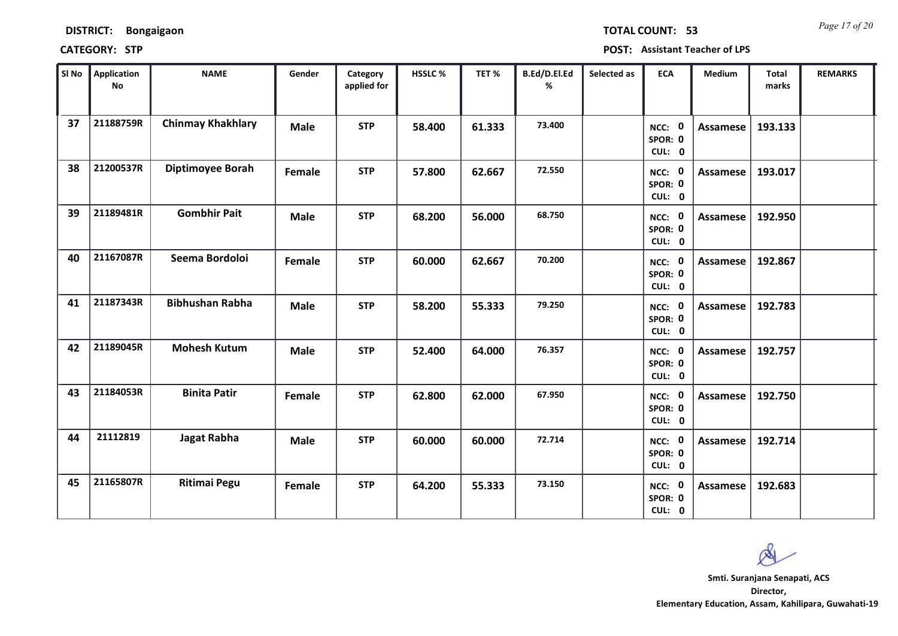**DISTRICT:** Bongaigaon **TOTAL COUNT:** 53

**CATEGORY:** STP **POST:** Assistant Teacher of LPS

| Sl No | Application No | NAME | Gender | Category applied for | HSSLC % | TET % | B.Ed/D.El.Ed % | Selected as | ECA | Medium | Total marks | REMARKS |
|---|---|---|---|---|---|---|---|---|---|---|---|---|
| 37 | 21188759R | Chinmay Khakhlary | Male | STP | 58.400 | 61.333 | 73.400 | | NCC: 0 SPOR: 0 CUL: 0 | Assamese | 193.133 | |
| 38 | 21200537R | Diptimoyee Borah | Female | STP | 57.800 | 62.667 | 72.550 | | NCC: 0 SPOR: 0 CUL: 0 | Assamese | 193.017 | |
| 39 | 21189481R | Gombhir Pait | Male | STP | 68.200 | 56.000 | 68.750 | | NCC: 0 SPOR: 0 CUL: 0 | Assamese | 192.950 | |
| 40 | 21167087R | Seema Bordoloi | Female | STP | 60.000 | 62.667 | 70.200 | | NCC: 0 SPOR: 0 CUL: 0 | Assamese | 192.867 | |
| 41 | 21187343R | Bibhushan Rabha | Male | STP | 58.200 | 55.333 | 79.250 | | NCC: 0 SPOR: 0 CUL: 0 | Assamese | 192.783 | |
| 42 | 21189045R | Mohesh Kutum | Male | STP | 52.400 | 64.000 | 76.357 | | NCC: 0 SPOR: 0 CUL: 0 | Assamese | 192.757 | |
| 43 | 21184053R | Binita Patir | Female | STP | 62.800 | 62.000 | 67.950 | | NCC: 0 SPOR: 0 CUL: 0 | Assamese | 192.750 | |
| 44 | 21112819 | Jagat Rabha | Male | STP | 60.000 | 60.000 | 72.714 | | NCC: 0 SPOR: 0 CUL: 0 | Assamese | 192.714 | |
| 45 | 21165807R | Ritimai Pegu | Female | STP | 64.200 | 55.333 | 73.150 | | NCC: 0 SPOR: 0 CUL: 0 | Assamese | 192.683 | |

**Smti. Suranjana Senapati, ACS**
**Director,**
**Elementary Education, Assam, Kahilipara, Guwahati-19**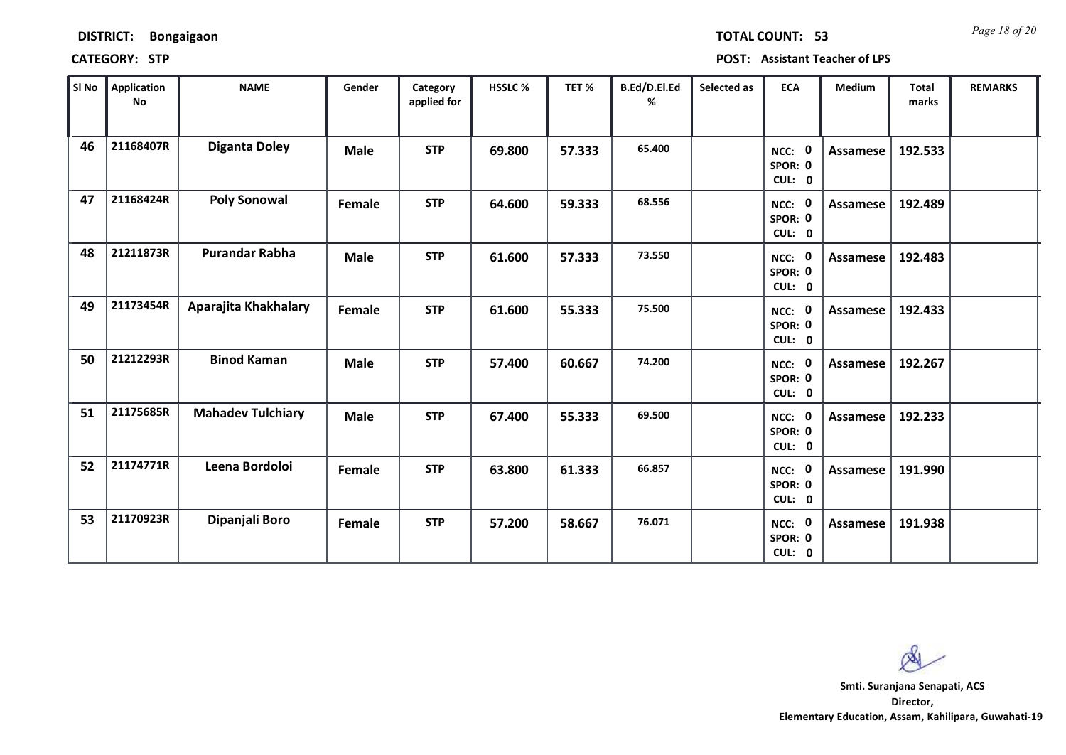**DISTRICT:** Bongaigaon

**TOTAL COUNT:** 53

**CATEGORY:** STP

**POST:** Assistant Teacher of LPS

| Sl No | Application No | NAME | Gender | Category applied for | HSSLC % | TET % | B.Ed/D.El.Ed % | Selected as | ECA | Medium | Total marks | REMARKS |
|---|---|---|---|---|---|---|---|---|---|---|---|---|
| 46 | 21168407R | Diganta Doley | Male | STP | 69.800 | 57.333 | 65.400 | | NCC: 0 SPOR: 0 CUL: 0 | Assamese | 192.533 | |
| 47 | 21168424R | Poly Sonowal | Female | STP | 64.600 | 59.333 | 68.556 | | NCC: 0 SPOR: 0 CUL: 0 | Assamese | 192.489 | |
| 48 | 21211873R | Purandar Rabha | Male | STP | 61.600 | 57.333 | 73.550 | | NCC: 0 SPOR: 0 CUL: 0 | Assamese | 192.483 | |
| 49 | 21173454R | Aparajita Khakhalary | Female | STP | 61.600 | 55.333 | 75.500 | | NCC: 0 SPOR: 0 CUL: 0 | Assamese | 192.433 | |
| 50 | 21212293R | Binod Kaman | Male | STP | 57.400 | 60.667 | 74.200 | | NCC: 0 SPOR: 0 CUL: 0 | Assamese | 192.267 | |
| 51 | 21175685R | Mahadev Tulchiary | Male | STP | 67.400 | 55.333 | 69.500 | | NCC: 0 SPOR: 0 CUL: 0 | Assamese | 192.233 | |
| 52 | 21174771R | Leena Bordoloi | Female | STP | 63.800 | 61.333 | 66.857 | | NCC: 0 SPOR: 0 CUL: 0 | Assamese | 191.990 | |
| 53 | 21170923R | Dipanjali Boro | Female | STP | 57.200 | 58.667 | 76.071 | | NCC: 0 SPOR: 0 CUL: 0 | Assamese | 191.938 | |

**Smti. Suranjana Senapati, ACS**
**Director,**
**Elementary Education, Assam, Kahilipara, Guwahati-19**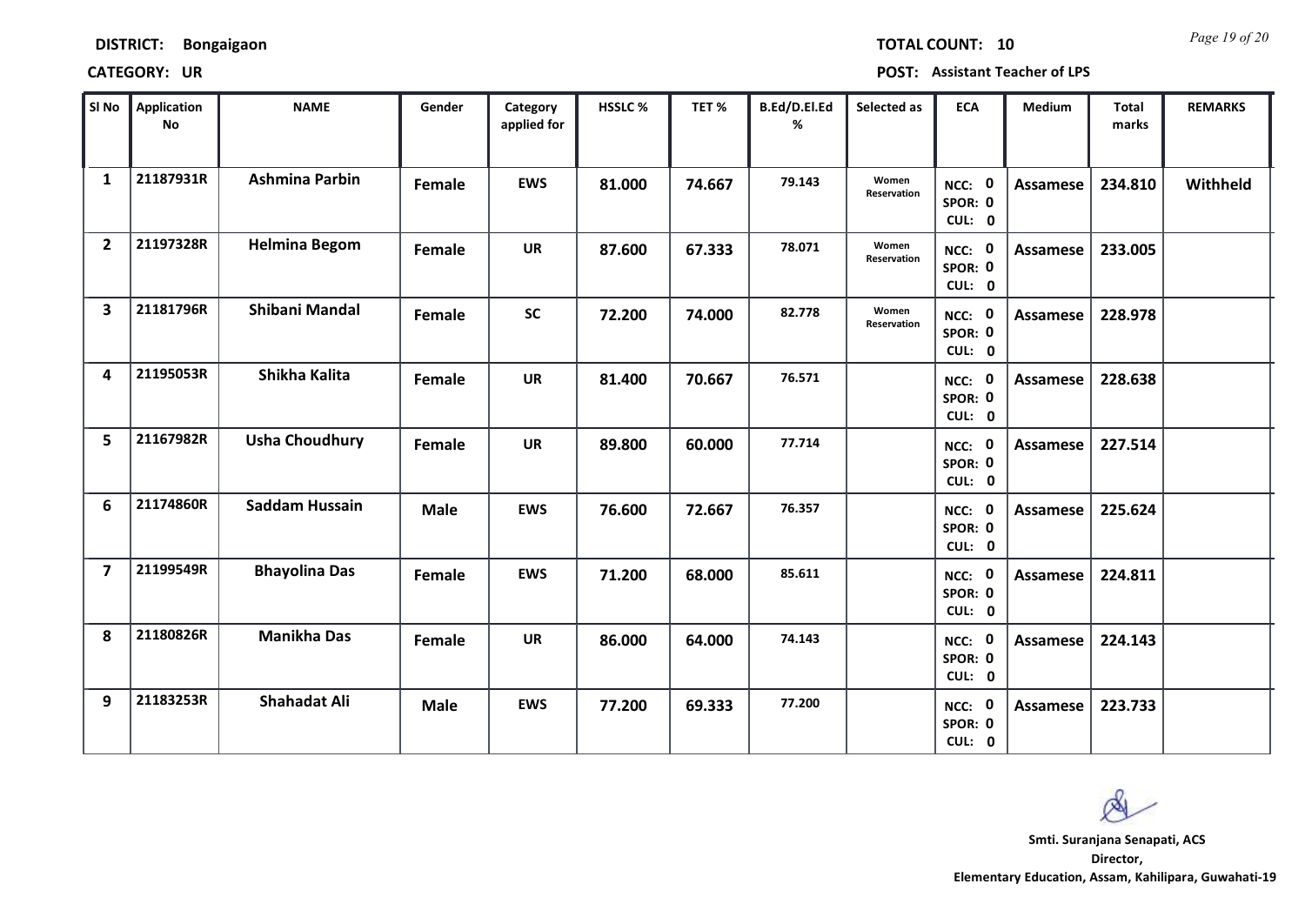**DISTRICT:** Bongaigaon **TOTAL COUNT:** 10

**CATEGORY:** UR **POST:** Assistant Teacher of LPS

| Sl No | Application No | NAME | Gender | Category applied for | HSSLC % | TET % | B.Ed/D.El.Ed % | Selected as | ECA | Medium | Total marks | REMARKS |
|---|---|---|---|---|---|---|---|---|---|---|---|---|
| 1 | 21187931R | Ashmina Parbin | Female | EWS | 81.000 | 74.667 | 79.143 | Women Reservation | NCC: 0 SPOR: 0 CUL: 0 | Assamese | 234.810 | Withheld |
| 2 | 21197328R | Helmina Begom | Female | UR | 87.600 | 67.333 | 78.071 | Women Reservation | NCC: 0 SPOR: 0 CUL: 0 | Assamese | 233.005 | |
| 3 | 21181796R | Shibani Mandal | Female | SC | 72.200 | 74.000 | 82.778 | Women Reservation | NCC: 0 SPOR: 0 CUL: 0 | Assamese | 228.978 | |
| 4 | 21195053R | Shikha Kalita | Female | UR | 81.400 | 70.667 | 76.571 | | NCC: 0 SPOR: 0 CUL: 0 | Assamese | 228.638 | |
| 5 | 21167982R | Usha Choudhury | Female | UR | 89.800 | 60.000 | 77.714 | | NCC: 0 SPOR: 0 CUL: 0 | Assamese | 227.514 | |
| 6 | 21174860R | Saddam Hussain | Male | EWS | 76.600 | 72.667 | 76.357 | | NCC: 0 SPOR: 0 CUL: 0 | Assamese | 225.624 | |
| 7 | 21199549R | Bhayolina Das | Female | EWS | 71.200 | 68.000 | 85.611 | | NCC: 0 SPOR: 0 CUL: 0 | Assamese | 224.811 | |
| 8 | 21180826R | Manikha Das | Female | UR | 86.000 | 64.000 | 74.143 | | NCC: 0 SPOR: 0 CUL: 0 | Assamese | 224.143 | |
| 9 | 21183253R | Shahadat Ali | Male | EWS | 77.200 | 69.333 | 77.200 | | NCC: 0 SPOR: 0 CUL: 0 | Assamese | 223.733 | |

**Smti. Suranjana Senapati, ACS**
**Director,**
**Elementary Education, Assam, Kahilipara, Guwahati-19**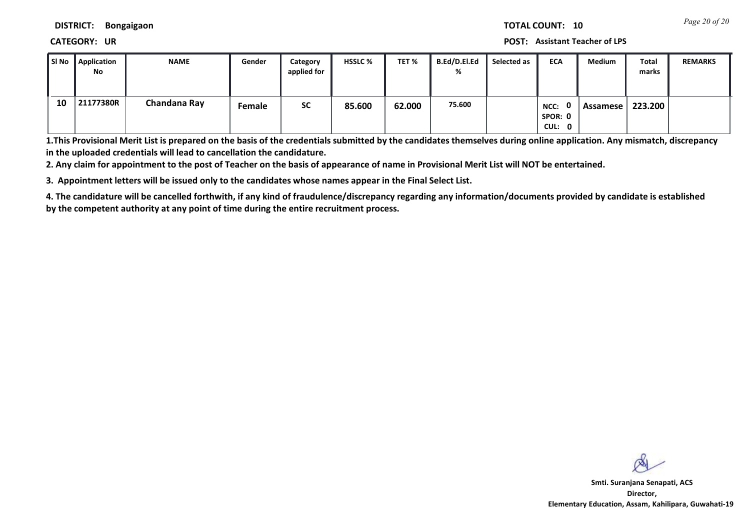**DISTRICT: Bongaigaon** **TOTAL COUNT: 10**

**CATEGORY: UR** **POST: Assistant Teacher of LPS**

| Sl No | Application No | NAME | Gender | Category applied for | HSSLC % | TET % | B.Ed/D.El.Ed % | Selected as | ECA | Medium | Total marks | REMARKS |
|---|---|---|---|---|---|---|---|---|---|---|---|---|
| 10 | 21177380R | Chandana Ray | Female | SC | 85.600 | 62.000 | 75.600 | | NCC: 0 SPOR: 0 CUL: 0 | Assamese | 223.200 | |

**1.This Provisional Merit List is prepared on the basis of the credentials submitted by the candidates themselves during online application. Any mismatch, discrepancy in the uploaded credentials will lead to cancellation the candidature.**

**2. Any claim for appointment to the post of Teacher on the basis of appearance of name in Provisional Merit List will NOT be entertained.**

**3. Appointment letters will be issued only to the candidates whose names appear in the Final Select List.**

**4. The candidature will be cancelled forthwith, if any kind of fraudulence/discrepancy regarding any information/documents provided by candidate is established by the competent authority at any point of time during the entire recruitment process.**

**Smti. Suranjana Senapati, ACS**
**Director,**
**Elementary Education, Assam, Kahilipara, Guwahati-19**